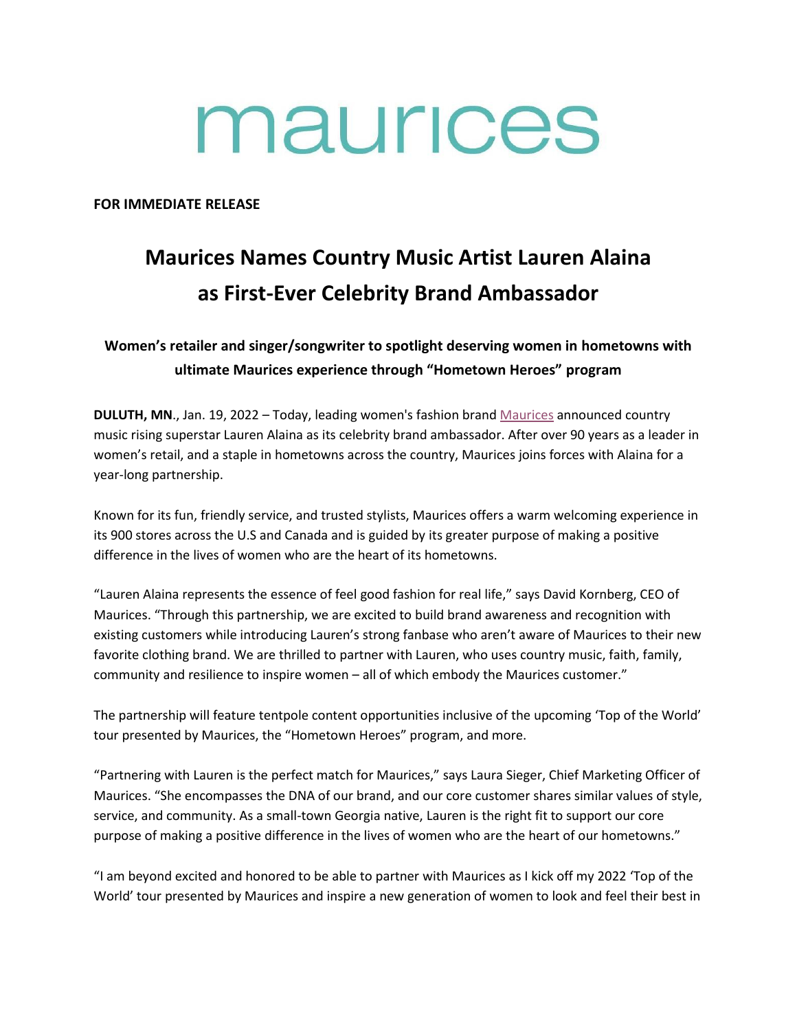maurices

**FOR IMMEDIATE RELEASE**

# Maurices Names Country Music Artist Lauren Alaina as First-Ever Celebrity Brand Ambassador

### Women's retailer and singer/songwriter to spotlight deserving women in hometowns with ultimate Maurices experience through "Hometown Heroes" program

**DULUTH, MN**., Jan. 19, 2022 – Today, leading women's fashion brand Maurices announced country music rising superstar Lauren Alaina as its celebrity brand ambassador. After over 90 years as a leader in women's retail, and a staple in hometowns across the country, Maurices joins forces with Alaina for a year-long partnership.

Known for its fun, friendly service, and trusted stylists, Maurices offers a warm welcoming experience in its 900 stores across the U.S and Canada and is guided by its greater purpose of making a positive difference in the lives of women who are the heart of its hometowns.

"Lauren Alaina represents the essence of feel good fashion for real life," says David Kornberg, CEO of Maurices. "Through this partnership, we are excited to build brand awareness and recognition with existing customers while introducing Lauren's strong fanbase who aren't aware of Maurices to their new favorite clothing brand. We are thrilled to partner with Lauren, who uses country music, faith, family, community and resilience to inspire women – all of which embody the Maurices customer."

The partnership will feature tentpole content opportunities inclusive of the upcoming 'Top of the World' tour presented by Maurices, the "Hometown Heroes" program, and more.

"Partnering with Lauren is the perfect match for Maurices," says Laura Sieger, Chief Marketing Officer of Maurices. "She encompasses the DNA of our brand, and our core customer shares similar values of style, service, and community. As a small-town Georgia native, Lauren is the right fit to support our core purpose of making a positive difference in the lives of women who are the heart of our hometowns."

"I am beyond excited and honored to be able to partner with Maurices as I kick off my 2022 'Top of the World' tour presented by Maurices and inspire a new generation of women to look and feel their best in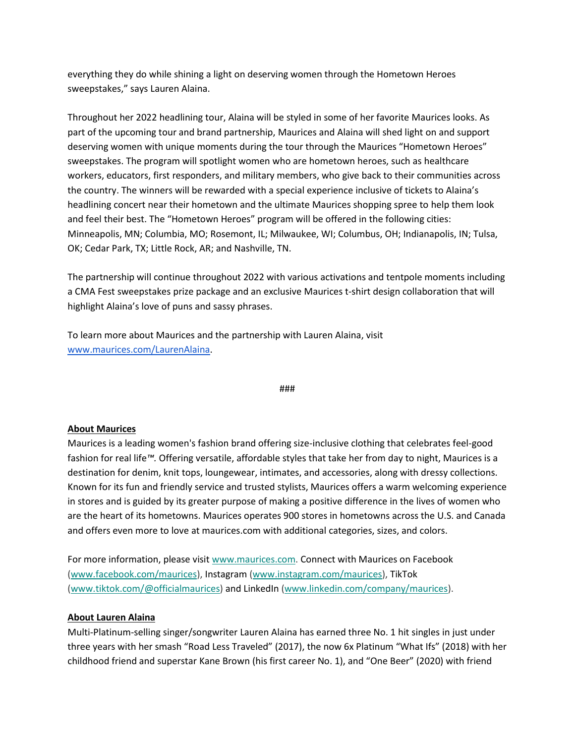everything they do while shining a light on deserving women through the Hometown Heroes sweepstakes," says Lauren Alaina.

Throughout her 2022 headlining tour, Alaina will be styled in some of her favorite Maurices looks. As part of the upcoming tour and brand partnership, Maurices and Alaina will shed light on and support deserving women with unique moments during the tour through the Maurices "Hometown Heroes" sweepstakes. The program will spotlight women who are hometown heroes, such as healthcare workers, educators, first responders, and military members, who give back to their communities across the country. The winners will be rewarded with a special experience inclusive of tickets to Alaina's headlining concert near their hometown and the ultimate Maurices shopping spree to help them look and feel their best. The "Hometown Heroes" program will be offered in the following cities: Minneapolis, MN; Columbia, MO; Rosemont, IL; Milwaukee, WI; Columbus, OH; Indianapolis, IN; Tulsa, OK; Cedar Park, TX; Little Rock, AR; and Nashville, TN.

The partnership will continue throughout 2022 with various activations and tentpole moments including a CMA Fest sweepstakes prize package and an exclusive Maurices t-shirt design collaboration that will highlight Alaina's love of puns and sassy phrases.

To learn more about Maurices and the partnership with Lauren Alaina, visit [www.maurices.com/LaurenAlaina](www.maurices.com/LaurenAlaina).

###

**About Maurices**

Maurices is a leading women's fashion brand offering size-inclusive clothing that celebrates feel-good fashion for real life™. Offering versatile, affordable styles that take her from day to night, Maurices is a destination for denim, knit tops, loungewear, intimates, and accessories, along with dressy collections. Known for its fun and friendly service and trusted stylists, Maurices offers a warm welcoming experience in stores and is guided by its greater purpose of making a positive difference in the lives of women who are the heart of its hometowns. Maurices operates 900 stores in hometowns across the U.S. and Canada and offers even more to love at maurices.com with additional categories, sizes, and colors.

For more information, please visit [www.maurices.com](www.maurices.com). Connect with Maurices on Facebook ([www.facebook.com/maurices](www.facebook.com/maurices)), Instagram ([www.instagram.com/maurices](www.instagram.com/maurices)), TikTok ([www.tiktok.com/@officialmaurices](www.tiktok.com/@officialmaurices)) and LinkedIn ([www.linkedin.com/company/maurices](www.linkedin.com/company/maurices)).

**About Lauren Alaina**

Multi-Platinum-selling singer/songwriter Lauren Alaina has earned three No. 1 hit singles in just under three years with her smash "Road Less Traveled" (2017), the now 6x Platinum "What Ifs" (2018) with her childhood friend and superstar Kane Brown (his first career No. 1), and "One Beer" (2020) with friend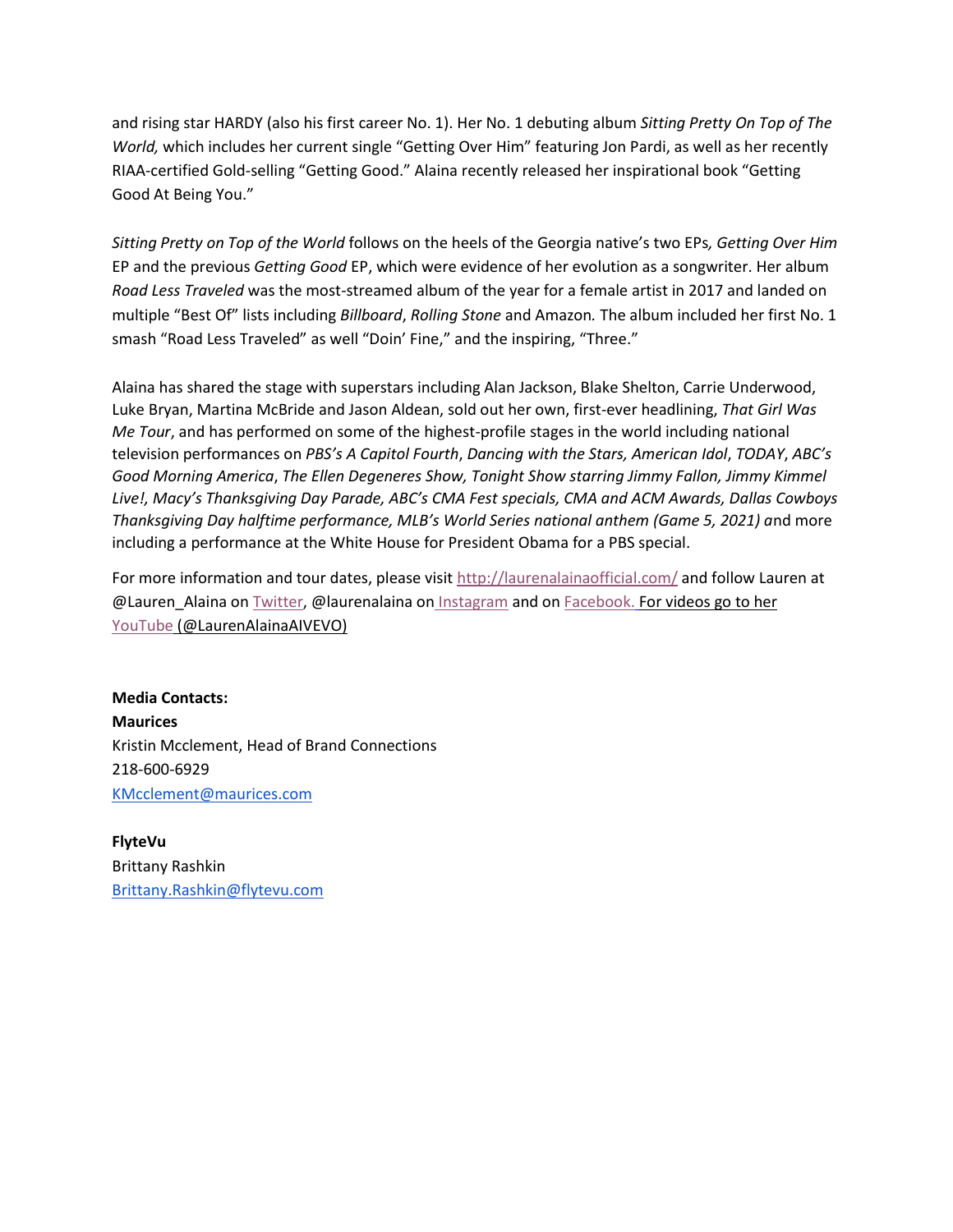and rising star HARDY (also his first career No. 1). Her No. 1 debuting album *Sitting Pretty On Top of The World,* which includes her current single "Getting Over Him" featuring Jon Pardi, as well as her recently RIAA-certified Gold-selling "Getting Good." Alaina recently released her inspirational book "Getting Good At Being You."

*Sitting Pretty on Top of the World* follows on the heels of the Georgia native's two EPs*, Getting Over Him* EP and the previous *Getting Good* EP, which were evidence of her evolution as a songwriter. Her album *Road Less Traveled* was the most-streamed album of the year for a female artist in 2017 and landed on multiple "Best Of" lists including *Billboard*, *Rolling Stone* and Amazon*.* The album included her first No. 1 smash "Road Less Traveled" as well "Doin' Fine," and the inspiring, "Three."

Alaina has shared the stage with superstars including Alan Jackson, Blake Shelton, Carrie Underwood, Luke Bryan, Martina McBride and Jason Aldean, sold out her own, first-ever headlining, *That Girl Was Me Tour*, and has performed on some of the highest-profile stages in the world including national television performances on *PBS's A Capitol Fourth*, *Dancing with the Stars, American Idol*, *TODAY*, *ABC's Good Morning America*, *The Ellen Degeneres Show, Tonight Show starring Jimmy Fallon, Jimmy Kimmel Live!, Macy's Thanksgiving Day Parade, ABC's CMA Fest specials, CMA and ACM Awards, Dallas Cowboys Thanksgiving Day halftime performance, MLB's World Series national anthem (Game 5, 2021)* and more including a performance at the White House for President Obama for a PBS special.

For more information and tour dates, please visit http://laurenalainaofficial.com/ and follow Lauren at @Lauren_Alaina on Twitter, @laurenalaina on Instagram and on Facebook. For videos go to her YouTube (@LaurenAlainaAIVEVO)

**Media Contacts:**
**Maurices**
Kristin Mcclement, Head of Brand Connections
218-600-6929
KMcclement@maurices.com

**FlyteVu**
Brittany Rashkin
Brittany.Rashkin@flytevu.com